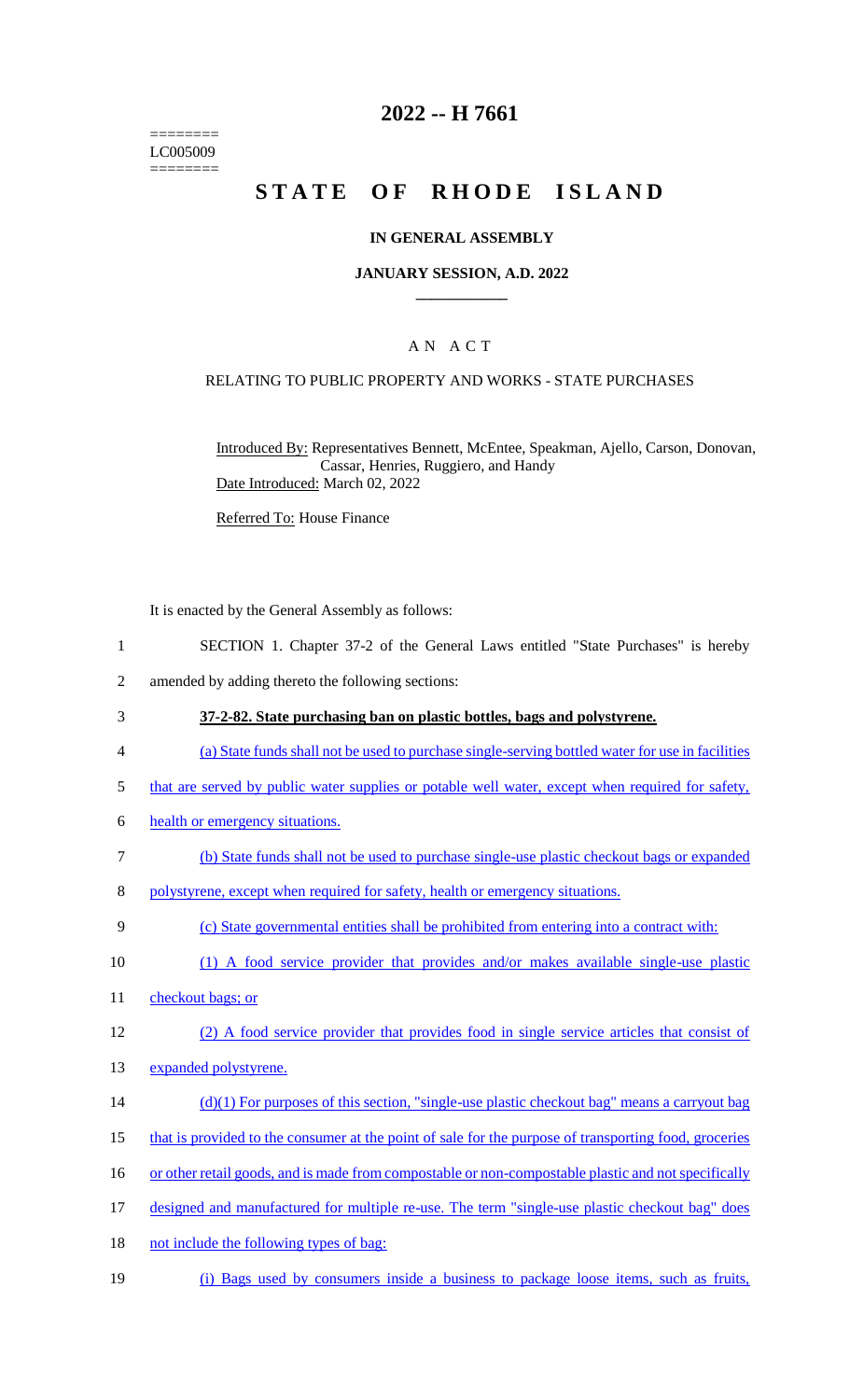========
LC005009
========

# 2022 -- H 7661

# STATE OF RHODE ISLAND

## IN GENERAL ASSEMBLY

### JANUARY SESSION, A.D. 2022

____________

## A N A C T

### RELATING TO PUBLIC PROPERTY AND WORKS - STATE PURCHASES

Introduced By: Representatives Bennett, McEntee, Speakman, Ajello, Carson, Donovan, Cassar, Henries, Ruggiero, and Handy
Date Introduced: March 02, 2022

Referred To: House Finance

It is enacted by the General Assembly as follows:

1 SECTION 1. Chapter 37-2 of the General Laws entitled "State Purchases" is hereby
2 amended by adding thereto the following sections:
3 **37-2-82. State purchasing ban on plastic bottles, bags and polystyrene.**
4 (a) State funds shall not be used to purchase single-serving bottled water for use in facilities
5 that are served by public water supplies or potable well water, except when required for safety,
6 health or emergency situations.
7 (b) State funds shall not be used to purchase single-use plastic checkout bags or expanded
8 polystyrene, except when required for safety, health or emergency situations.
9 (c) State governmental entities shall be prohibited from entering into a contract with:
10 (1) A food service provider that provides and/or makes available single-use plastic
11 checkout bags; or
12 (2) A food service provider that provides food in single service articles that consist of
13 expanded polystyrene.
14 (d)(1) For purposes of this section, "single-use plastic checkout bag" means a carryout bag
15 that is provided to the consumer at the point of sale for the purpose of transporting food, groceries
16 or other retail goods, and is made from compostable or non-compostable plastic and not specifically
17 designed and manufactured for multiple re-use. The term "single-use plastic checkout bag" does
18 not include the following types of bag:
19 (i) Bags used by consumers inside a business to package loose items, such as fruits,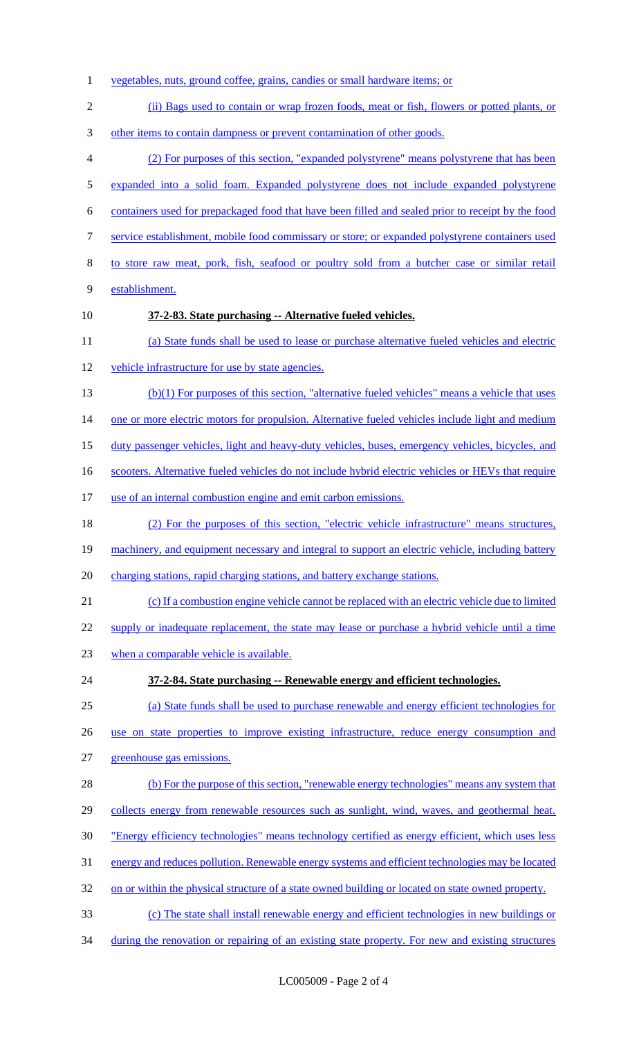vegetables, nuts, ground coffee, grains, candies or small hardware items; or

(ii) Bags used to contain or wrap frozen foods, meat or fish, flowers or potted plants, or other items to contain dampness or prevent contamination of other goods.

(2) For purposes of this section, "expanded polystyrene" means polystyrene that has been expanded into a solid foam. Expanded polystyrene does not include expanded polystyrene containers used for prepackaged food that have been filled and sealed prior to receipt by the food service establishment, mobile food commissary or store; or expanded polystyrene containers used to store raw meat, pork, fish, seafood or poultry sold from a butcher case or similar retail establishment.

**37-2-83. State purchasing -- Alternative fueled vehicles.**

(a) State funds shall be used to lease or purchase alternative fueled vehicles and electric vehicle infrastructure for use by state agencies.

(b)(1) For purposes of this section, "alternative fueled vehicles" means a vehicle that uses one or more electric motors for propulsion. Alternative fueled vehicles include light and medium duty passenger vehicles, light and heavy-duty vehicles, buses, emergency vehicles, bicycles, and scooters. Alternative fueled vehicles do not include hybrid electric vehicles or HEVs that require use of an internal combustion engine and emit carbon emissions.

(2) For the purposes of this section, "electric vehicle infrastructure" means structures, machinery, and equipment necessary and integral to support an electric vehicle, including battery charging stations, rapid charging stations, and battery exchange stations.

(c) If a combustion engine vehicle cannot be replaced with an electric vehicle due to limited supply or inadequate replacement, the state may lease or purchase a hybrid vehicle until a time when a comparable vehicle is available.

**37-2-84. State purchasing -- Renewable energy and efficient technologies.**

(a) State funds shall be used to purchase renewable and energy efficient technologies for use on state properties to improve existing infrastructure, reduce energy consumption and greenhouse gas emissions.

(b) For the purpose of this section, "renewable energy technologies" means any system that collects energy from renewable resources such as sunlight, wind, waves, and geothermal heat. "Energy efficiency technologies" means technology certified as energy efficient, which uses less energy and reduces pollution. Renewable energy systems and efficient technologies may be located on or within the physical structure of a state owned building or located on state owned property.

(c) The state shall install renewable energy and efficient technologies in new buildings or during the renovation or repairing of an existing state property. For new and existing structures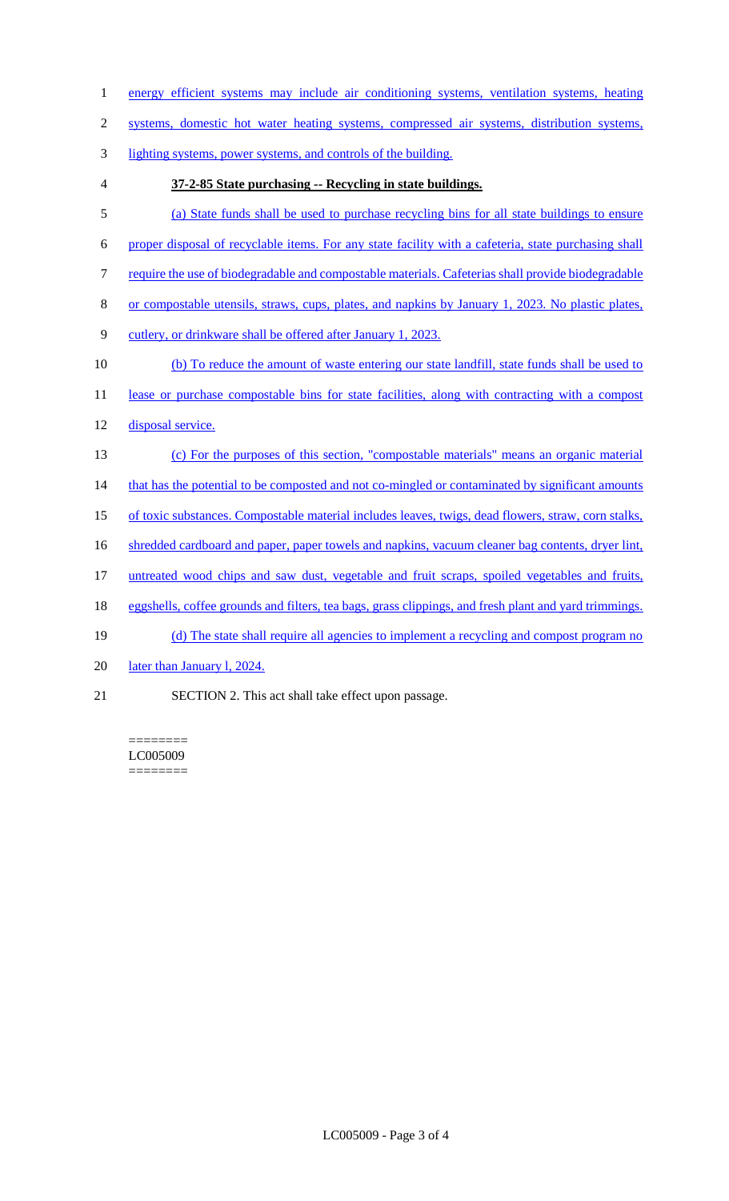energy efficient systems may include air conditioning systems, ventilation systems, heating systems, domestic hot water heating systems, compressed air systems, distribution systems, lighting systems, power systems, and controls of the building.

**37-2-85 State purchasing -- Recycling in state buildings.**

(a) State funds shall be used to purchase recycling bins for all state buildings to ensure proper disposal of recyclable items. For any state facility with a cafeteria, state purchasing shall require the use of biodegradable and compostable materials. Cafeterias shall provide biodegradable or compostable utensils, straws, cups, plates, and napkins by January 1, 2023. No plastic plates, cutlery, or drinkware shall be offered after January 1, 2023.

(b) To reduce the amount of waste entering our state landfill, state funds shall be used to lease or purchase compostable bins for state facilities, along with contracting with a compost disposal service.

(c) For the purposes of this section, "compostable materials" means an organic material that has the potential to be composted and not co-mingled or contaminated by significant amounts of toxic substances. Compostable material includes leaves, twigs, dead flowers, straw, corn stalks, shredded cardboard and paper, paper towels and napkins, vacuum cleaner bag contents, dryer lint, untreated wood chips and saw dust, vegetable and fruit scraps, spoiled vegetables and fruits, eggshells, coffee grounds and filters, tea bags, grass clippings, and fresh plant and yard trimmings.

(d) The state shall require all agencies to implement a recycling and compost program no later than January l, 2024.

SECTION 2. This act shall take effect upon passage.

========
LC005009
========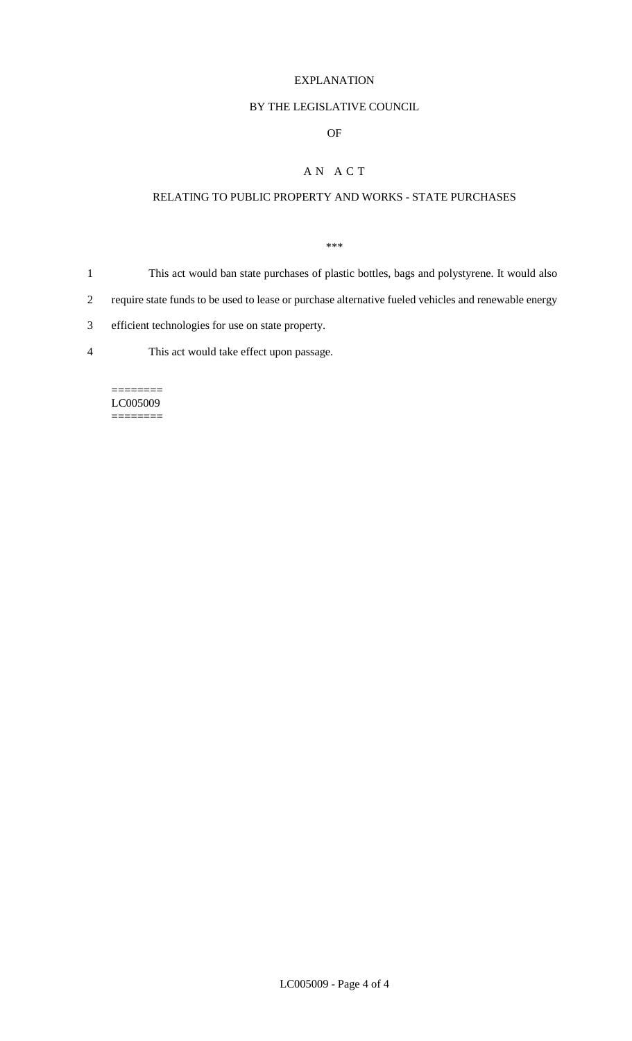EXPLANATION

BY THE LEGISLATIVE COUNCIL

OF

A N A C T

RELATING TO PUBLIC PROPERTY AND WORKS - STATE PURCHASES

***

1 This act would ban state purchases of plastic bottles, bags and polystyrene. It would also
2 require state funds to be used to lease or purchase alternative fueled vehicles and renewable energy
3 efficient technologies for use on state property.
4 This act would take effect upon passage.

========
LC005009
========